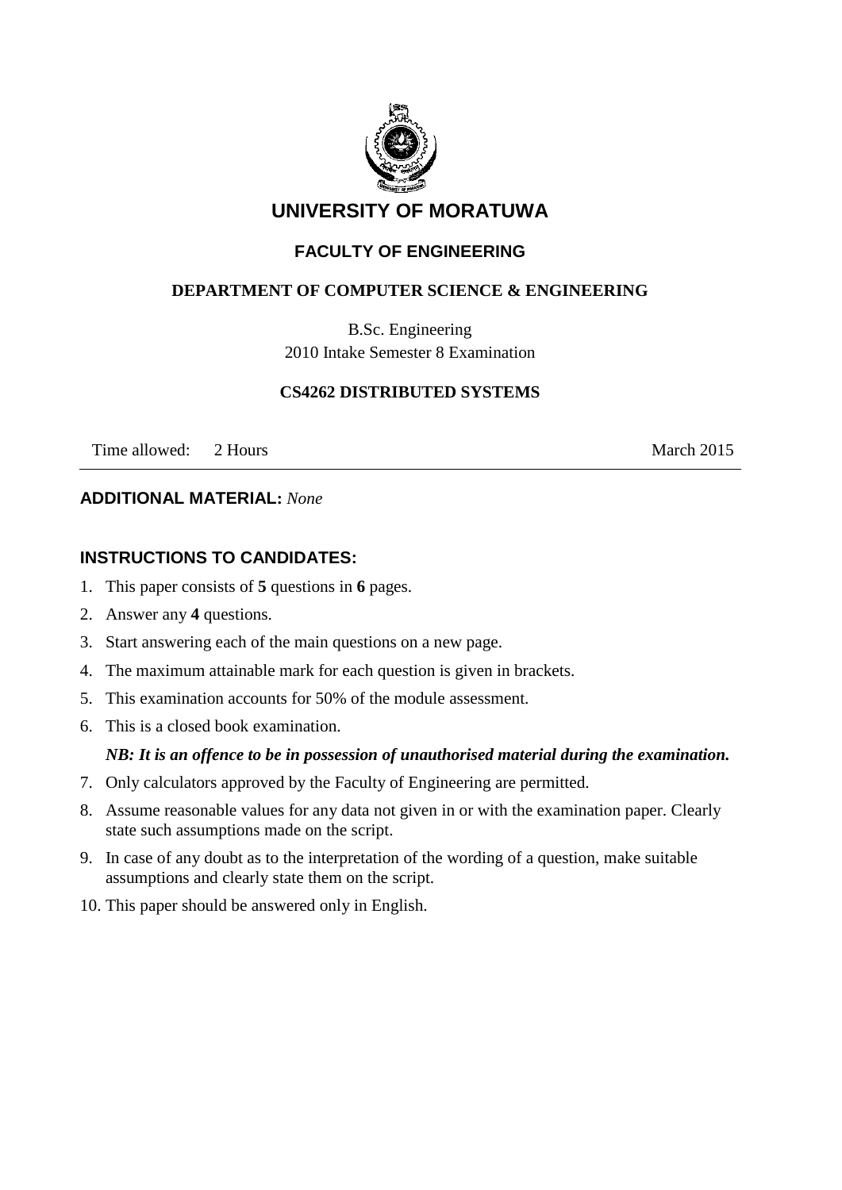# UNIVERSITY OF MORATUWA

## FACULTY OF ENGINEERING

### DEPARTMENT OF COMPUTER SCIENCE & ENGINEERING

B.Sc. Engineering
2010 Intake Semester 8 Examination

**CS4262 DISTRIBUTED SYSTEMS**

Time allowed: 2 Hours March 2015

---

**ADDITIONAL MATERIAL:** *None*

**INSTRUCTIONS TO CANDIDATES:**

1. This paper consists of **5** questions in **6** pages.
2. Answer any **4** questions.
3. Start answering each of the main questions on a new page.
4. The maximum attainable mark for each question is given in brackets.
5. This examination accounts for 50% of the module assessment.
6. This is a closed book examination.

   ***NB: It is an offence to be in possession of unauthorised material during the examination.***
7. Only calculators approved by the Faculty of Engineering are permitted.
8. Assume reasonable values for any data not given in or with the examination paper. Clearly state such assumptions made on the script.
9. In case of any doubt as to the interpretation of the wording of a question, make suitable assumptions and clearly state them on the script.
10. This paper should be answered only in English.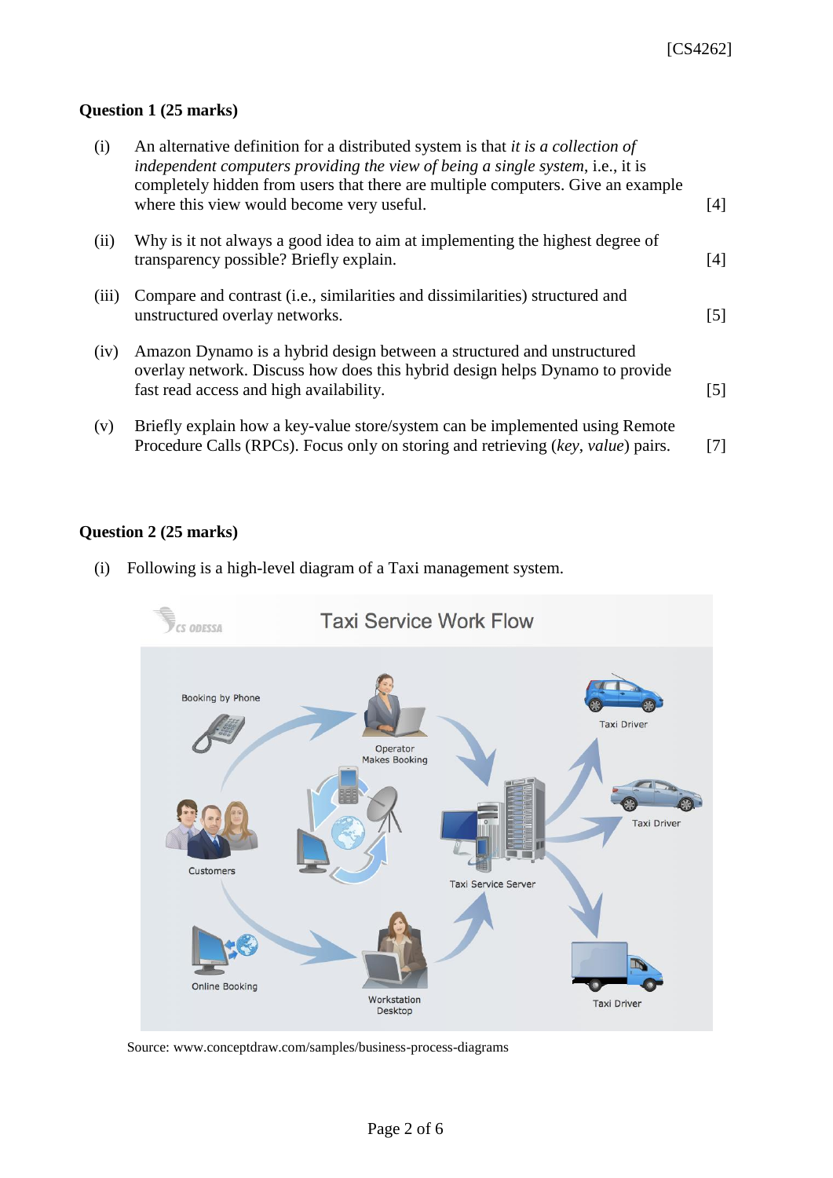## Question 1 (25 marks)

(i) An alternative definition for a distributed system is that *it is a collection of independent computers providing the view of being a single system*, i.e., it is completely hidden from users that there are multiple computers. Give an example where this view would become very useful. [4]

(ii) Why is it not always a good idea to aim at implementing the highest degree of transparency possible? Briefly explain. [4]

(iii) Compare and contrast (i.e., similarities and dissimilarities) structured and unstructured overlay networks. [5]

(iv) Amazon Dynamo is a hybrid design between a structured and unstructured overlay network. Discuss how does this hybrid design helps Dynamo to provide fast read access and high availability. [5]

(v) Briefly explain how a key-value store/system can be implemented using Remote Procedure Calls (RPCs). Focus only on storing and retrieving (*key*, *value*) pairs. [7]

## Question 2 (25 marks)

(i) Following is a high-level diagram of a Taxi management system.

Source: www.conceptdraw.com/samples/business-process-diagrams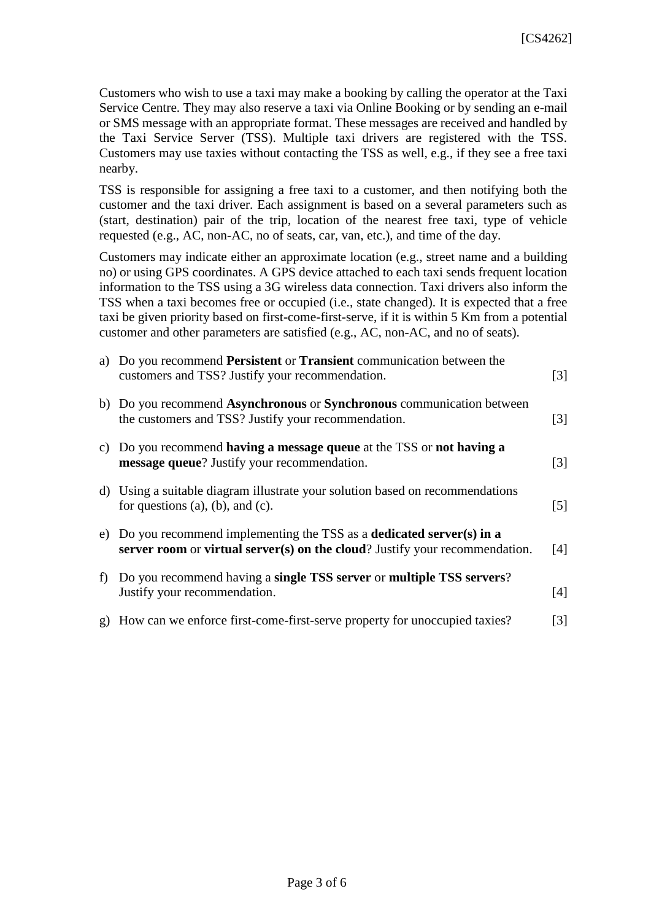Customers who wish to use a taxi may make a booking by calling the operator at the Taxi Service Centre. They may also reserve a taxi via Online Booking or by sending an e-mail or SMS message with an appropriate format. These messages are received and handled by the Taxi Service Server (TSS). Multiple taxi drivers are registered with the TSS. Customers may use taxies without contacting the TSS as well, e.g., if they see a free taxi nearby.

TSS is responsible for assigning a free taxi to a customer, and then notifying both the customer and the taxi driver. Each assignment is based on a several parameters such as (start, destination) pair of the trip, location of the nearest free taxi, type of vehicle requested (e.g., AC, non-AC, no of seats, car, van, etc.), and time of the day.

Customers may indicate either an approximate location (e.g., street name and a building no) or using GPS coordinates. A GPS device attached to each taxi sends frequent location information to the TSS using a 3G wireless data connection. Taxi drivers also inform the TSS when a taxi becomes free or occupied (i.e., state changed). It is expected that a free taxi be given priority based on first-come-first-serve, if it is within 5 Km from a potential customer and other parameters are satisfied (e.g., AC, non-AC, and no of seats).

a) Do you recommend **Persistent** or **Transient** communication between the customers and TSS? Justify your recommendation. [3]

b) Do you recommend **Asynchronous** or **Synchronous** communication between the customers and TSS? Justify your recommendation. [3]

c) Do you recommend **having a message queue** at the TSS or **not having a message queue**? Justify your recommendation. [3]

d) Using a suitable diagram illustrate your solution based on recommendations for questions (a), (b), and (c). [5]

e) Do you recommend implementing the TSS as a **dedicated server(s) in a server room** or **virtual server(s) on the cloud**? Justify your recommendation. [4]

f) Do you recommend having a **single TSS server** or **multiple TSS servers**? Justify your recommendation. [4]

g) How can we enforce first-come-first-serve property for unoccupied taxies? [3]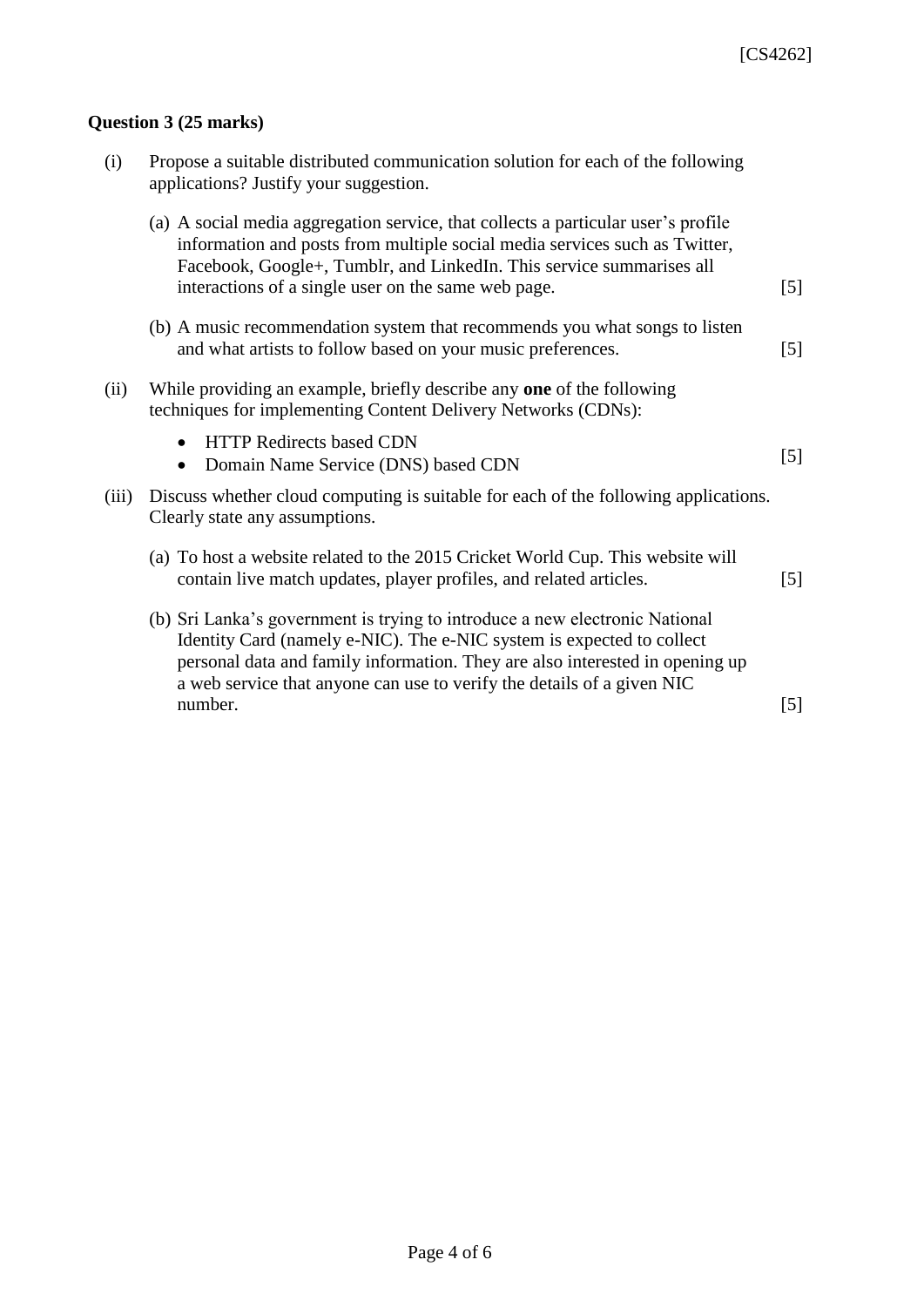**Question 3 (25 marks)**

(i) Propose a suitable distributed communication solution for each of the following applications? Justify your suggestion.

(a) A social media aggregation service, that collects a particular user's profile information and posts from multiple social media services such as Twitter, Facebook, Google+, Tumblr, and LinkedIn. This service summarises all interactions of a single user on the same web page. [5]

(b) A music recommendation system that recommends you what songs to listen and what artists to follow based on your music preferences. [5]

(ii) While providing an example, briefly describe any **one** of the following techniques for implementing Content Delivery Networks (CDNs):

- HTTP Redirects based CDN
- Domain Name Service (DNS) based CDN

[5]

(iii) Discuss whether cloud computing is suitable for each of the following applications. Clearly state any assumptions.

(a) To host a website related to the 2015 Cricket World Cup. This website will contain live match updates, player profiles, and related articles. [5]

(b) Sri Lanka's government is trying to introduce a new electronic National Identity Card (namely e-NIC). The e-NIC system is expected to collect personal data and family information. They are also interested in opening up a web service that anyone can use to verify the details of a given NIC number. [5]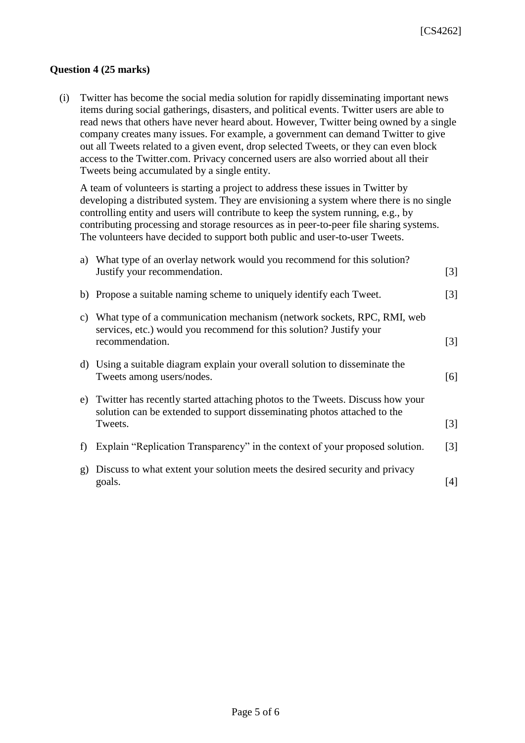**Question 4 (25 marks)**

(i) Twitter has become the social media solution for rapidly disseminating important news items during social gatherings, disasters, and political events. Twitter users are able to read news that others have never heard about. However, Twitter being owned by a single company creates many issues. For example, a government can demand Twitter to give out all Tweets related to a given event, drop selected Tweets, or they can even block access to the Twitter.com. Privacy concerned users are also worried about all their Tweets being accumulated by a single entity.

A team of volunteers is starting a project to address these issues in Twitter by developing a distributed system. They are envisioning a system where there is no single controlling entity and users will contribute to keep the system running, e.g., by contributing processing and storage resources as in peer-to-peer file sharing systems. The volunteers have decided to support both public and user-to-user Tweets.

a) What type of an overlay network would you recommend for this solution? Justify your recommendation. [3]

b) Propose a suitable naming scheme to uniquely identify each Tweet. [3]

c) What type of a communication mechanism (network sockets, RPC, RMI, web services, etc.) would you recommend for this solution? Justify your recommendation. [3]

d) Using a suitable diagram explain your overall solution to disseminate the Tweets among users/nodes. [6]

e) Twitter has recently started attaching photos to the Tweets. Discuss how your solution can be extended to support disseminating photos attached to the Tweets. [3]

f) Explain "Replication Transparency" in the context of your proposed solution. [3]

g) Discuss to what extent your solution meets the desired security and privacy goals. [4]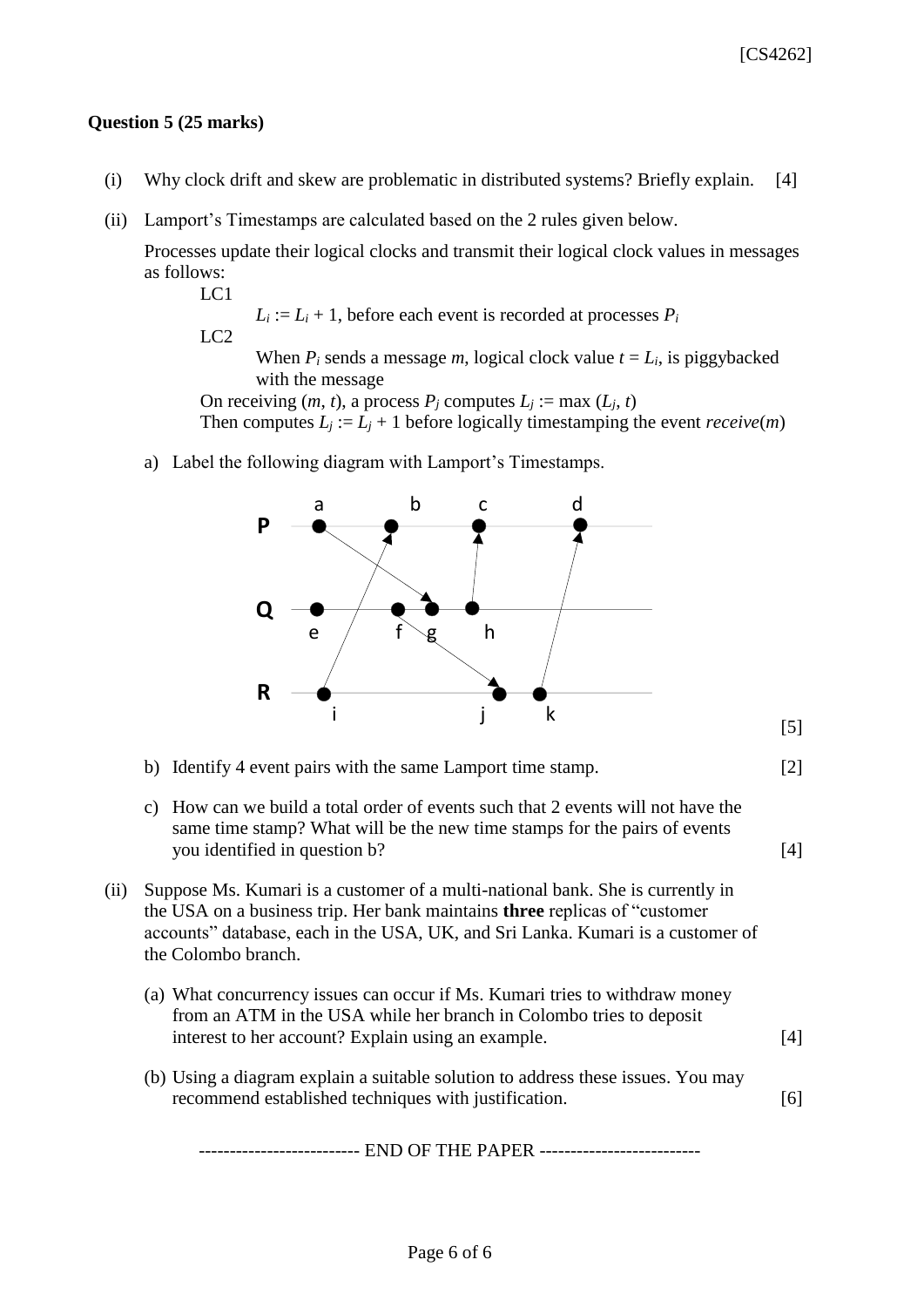**Question 5 (25 marks)**

(i) Why clock drift and skew are problematic in distributed systems? Briefly explain. [4]

(ii) Lamport's Timestamps are calculated based on the 2 rules given below.

Processes update their logical clocks and transmit their logical clock values in messages as follows:

LC1

$L_i := L_i + 1$, before each event is recorded at processes $P_i$

LC2

When $P_i$ sends a message $m$, logical clock value $t = L_i$, is piggybacked with the message

On receiving $(m, t)$, a process $P_j$ computes $L_j := \max(L_j, t)$

Then computes $L_j := L_j + 1$ before logically timestamping the event *receive*($m$)

a) Label the following diagram with Lamport's Timestamps.

P: a b c d

Q: e f g h

R: i j k

[5]

b) Identify 4 event pairs with the same Lamport time stamp. [2]

c) How can we build a total order of events such that 2 events will not have the same time stamp? What will be the new time stamps for the pairs of events you identified in question b? [4]

(ii) Suppose Ms. Kumari is a customer of a multi-national bank. She is currently in the USA on a business trip. Her bank maintains **three** replicas of "customer accounts" database, each in the USA, UK, and Sri Lanka. Kumari is a customer of the Colombo branch.

(a) What concurrency issues can occur if Ms. Kumari tries to withdraw money from an ATM in the USA while her branch in Colombo tries to deposit interest to her account? Explain using an example. [4]

(b) Using a diagram explain a suitable solution to address these issues. You may recommend established techniques with justification. [6]

-------------------------- END OF THE PAPER --------------------------